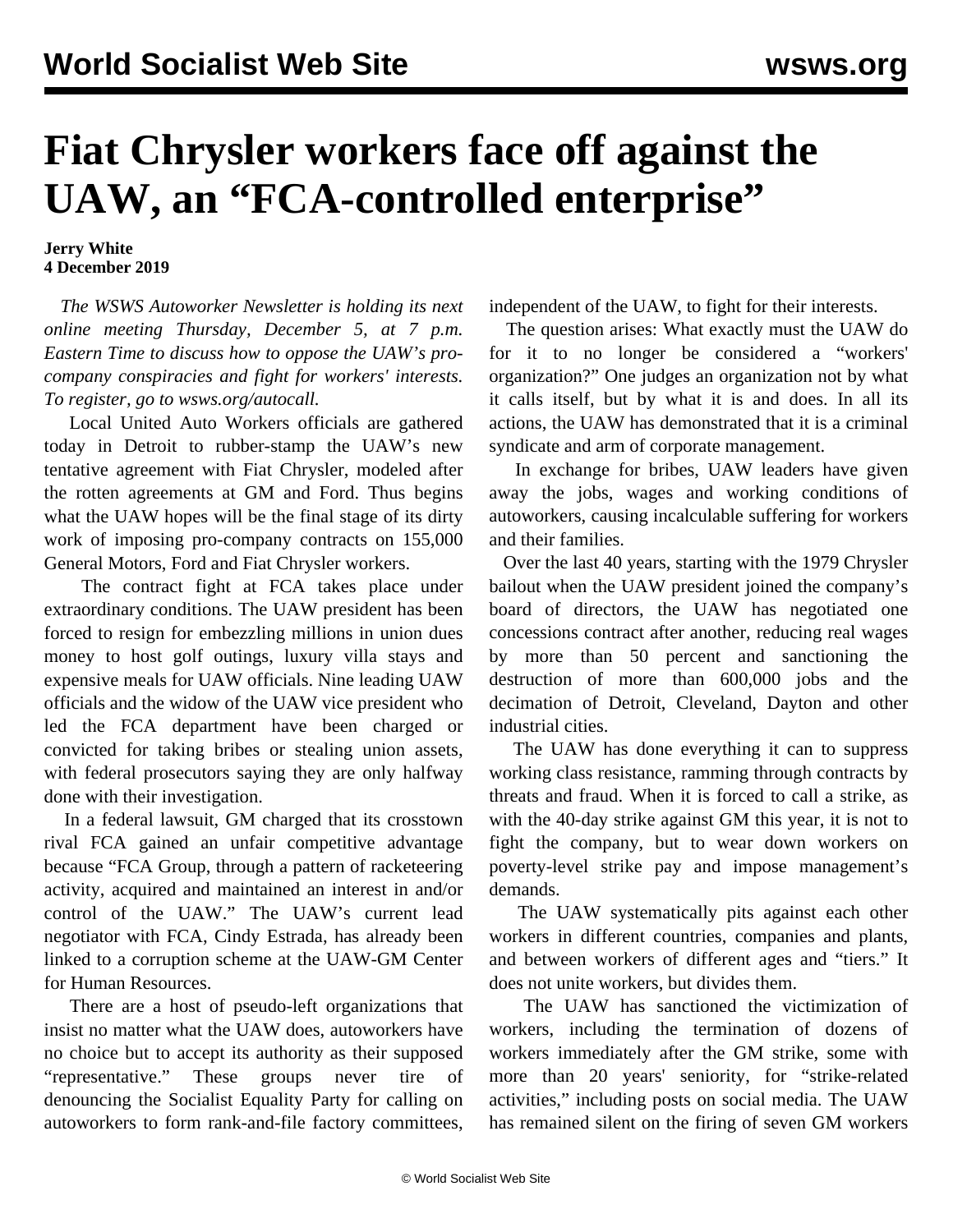# Fiat Chrysler workers face off against the UAW, an "FCA-controlled enterprise"

**Jerry White**
**4 December 2019**

*The WSWS Autoworker Newsletter is holding its next online meeting Thursday, December 5, at 7 p.m. Eastern Time to discuss how to oppose the UAW's pro-company conspiracies and fight for workers' interests. To register, go to wsws.org/autocall.*

Local United Auto Workers officials are gathered today in Detroit to rubber-stamp the UAW's new tentative agreement with Fiat Chrysler, modeled after the rotten agreements at GM and Ford. Thus begins what the UAW hopes will be the final stage of its dirty work of imposing pro-company contracts on 155,000 General Motors, Ford and Fiat Chrysler workers.

The contract fight at FCA takes place under extraordinary conditions. The UAW president has been forced to resign for embezzling millions in union dues money to host golf outings, luxury villa stays and expensive meals for UAW officials. Nine leading UAW officials and the widow of the UAW vice president who led the FCA department have been charged or convicted for taking bribes or stealing union assets, with federal prosecutors saying they are only halfway done with their investigation.

In a federal lawsuit, GM charged that its crosstown rival FCA gained an unfair competitive advantage because "FCA Group, through a pattern of racketeering activity, acquired and maintained an interest in and/or control of the UAW." The UAW's current lead negotiator with FCA, Cindy Estrada, has already been linked to a corruption scheme at the UAW-GM Center for Human Resources.

There are a host of pseudo-left organizations that insist no matter what the UAW does, autoworkers have no choice but to accept its authority as their supposed "representative." These groups never tire of denouncing the Socialist Equality Party for calling on autoworkers to form rank-and-file factory committees, independent of the UAW, to fight for their interests.

The question arises: What exactly must the UAW do for it to no longer be considered a "workers' organization?" One judges an organization not by what it calls itself, but by what it is and does. In all its actions, the UAW has demonstrated that it is a criminal syndicate and arm of corporate management.

In exchange for bribes, UAW leaders have given away the jobs, wages and working conditions of autoworkers, causing incalculable suffering for workers and their families.

Over the last 40 years, starting with the 1979 Chrysler bailout when the UAW president joined the company's board of directors, the UAW has negotiated one concessions contract after another, reducing real wages by more than 50 percent and sanctioning the destruction of more than 600,000 jobs and the decimation of Detroit, Cleveland, Dayton and other industrial cities.

The UAW has done everything it can to suppress working class resistance, ramming through contracts by threats and fraud. When it is forced to call a strike, as with the 40-day strike against GM this year, it is not to fight the company, but to wear down workers on poverty-level strike pay and impose management's demands.

The UAW systematically pits against each other workers in different countries, companies and plants, and between workers of different ages and "tiers." It does not unite workers, but divides them.

The UAW has sanctioned the victimization of workers, including the termination of dozens of workers immediately after the GM strike, some with more than 20 years' seniority, for "strike-related activities," including posts on social media. The UAW has remained silent on the firing of seven GM workers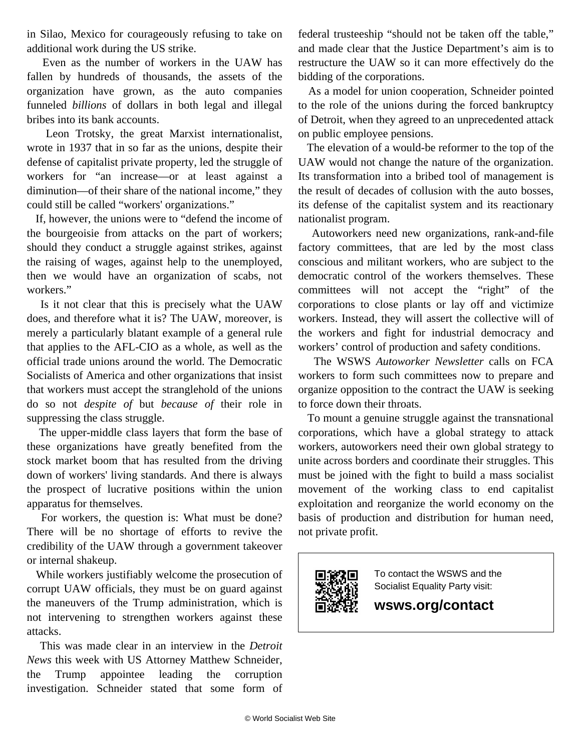in Silao, Mexico for courageously refusing to take on additional work during the US strike.

Even as the number of workers in the UAW has fallen by hundreds of thousands, the assets of the organization have grown, as the auto companies funneled *billions* of dollars in both legal and illegal bribes into its bank accounts.

Leon Trotsky, the great Marxist internationalist, wrote in 1937 that in so far as the unions, despite their defense of capitalist private property, led the struggle of workers for "an increase—or at least against a diminution—of their share of the national income," they could still be called "workers' organizations."

If, however, the unions were to "defend the income of the bourgeoisie from attacks on the part of workers; should they conduct a struggle against strikes, against the raising of wages, against help to the unemployed, then we would have an organization of scabs, not workers."

Is it not clear that this is precisely what the UAW does, and therefore what it is? The UAW, moreover, is merely a particularly blatant example of a general rule that applies to the AFL-CIO as a whole, as well as the official trade unions around the world. The Democratic Socialists of America and other organizations that insist that workers must accept the stranglehold of the unions do so not *despite of* but *because of* their role in suppressing the class struggle.

The upper-middle class layers that form the base of these organizations have greatly benefited from the stock market boom that has resulted from the driving down of workers' living standards. And there is always the prospect of lucrative positions within the union apparatus for themselves.

For workers, the question is: What must be done? There will be no shortage of efforts to revive the credibility of the UAW through a government takeover or internal shakeup.

While workers justifiably welcome the prosecution of corrupt UAW officials, they must be on guard against the maneuvers of the Trump administration, which is not intervening to strengthen workers against these attacks.

This was made clear in an interview in the *Detroit News* this week with US Attorney Matthew Schneider, the Trump appointee leading the corruption investigation. Schneider stated that some form of federal trusteeship "should not be taken off the table," and made clear that the Justice Department's aim is to restructure the UAW so it can more effectively do the bidding of the corporations.

As a model for union cooperation, Schneider pointed to the role of the unions during the forced bankruptcy of Detroit, when they agreed to an unprecedented attack on public employee pensions.

The elevation of a would-be reformer to the top of the UAW would not change the nature of the organization. Its transformation into a bribed tool of management is the result of decades of collusion with the auto bosses, its defense of the capitalist system and its reactionary nationalist program.

Autoworkers need new organizations, rank-and-file factory committees, that are led by the most class conscious and militant workers, who are subject to the democratic control of the workers themselves. These committees will not accept the "right" of the corporations to close plants or lay off and victimize workers. Instead, they will assert the collective will of the workers and fight for industrial democracy and workers' control of production and safety conditions.

The WSWS *Autoworker Newsletter* calls on FCA workers to form such committees now to prepare and organize opposition to the contract the UAW is seeking to force down their throats.

To mount a genuine struggle against the transnational corporations, which have a global strategy to attack workers, autoworkers need their own global strategy to unite across borders and coordinate their struggles. This must be joined with the fight to build a mass socialist movement of the working class to end capitalist exploitation and reorganize the world economy on the basis of production and distribution for human need, not private profit.

To contact the WSWS and the Socialist Equality Party visit:

**wsws.org/contact**